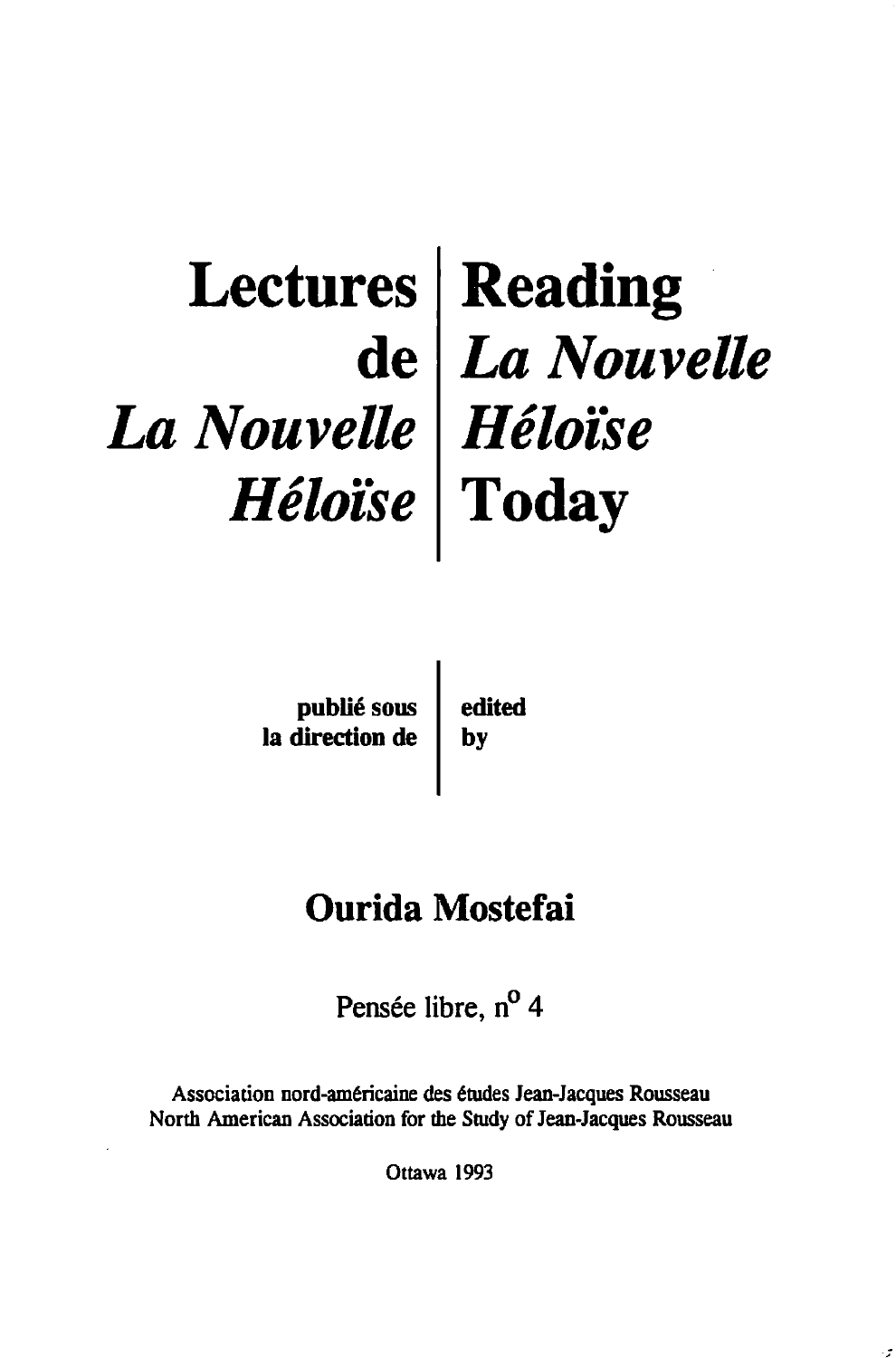# Lectures de *La Nouvelle Héloïse* | Reading *La Nouvelle Héloïse* Today

publié sous la direction de | edited by

## Ourida Mostefai

Pensée libre, n° 4

Association nord-américaine des études Jean-Jacques Rousseau
North American Association for the Study of Jean-Jacques Rousseau

Ottawa 1993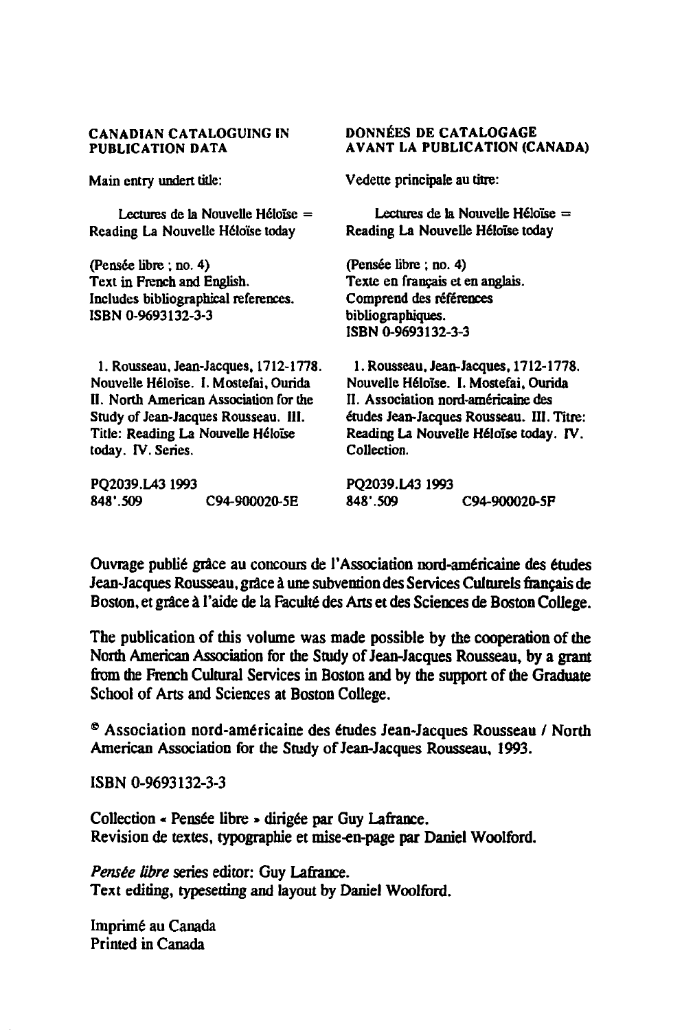**CANADIAN CATALOGUING IN PUBLICATION DATA**

Main entry undert title:

Lectures de la Nouvelle Héloïse = Reading La Nouvelle Héloïse today

(Pensée libre ; no. 4)
Text in French and English.
Includes bibliographical references.
ISBN 0-9693132-3-3

1. Rousseau, Jean-Jacques, 1712-1778. Nouvelle Héloïse. I. Mostefai, Ourida II. North American Association for the Study of Jean-Jacques Rousseau. III. Title: Reading La Nouvelle Héloïse today. IV. Series.

PQ2039.L43 1993
848'.509 C94-900020-5E

**DONNÉES DE CATALOGAGE AVANT LA PUBLICATION (CANADA)**

Vedette principale au titre:

Lectures de la Nouvelle Héloïse = Reading La Nouvelle Héloïse today

(Pensée libre ; no. 4)
Texte en français et en anglais.
Comprend des références bibliographiques.
ISBN 0-9693132-3-3

1. Rousseau, Jean-Jacques, 1712-1778. Nouvelle Héloïse. I. Mostefai, Ourida II. Association nord-américaine des études Jean-Jacques Rousseau. III. Titre: Reading La Nouvelle Héloïse today. IV. Collection.

PQ2039.L43 1993
848'.509 C94-900020-5F

Ouvrage publié grâce au concours de l'Association nord-américaine des études Jean-Jacques Rousseau, grâce à une subvention des Services Culturels français de Boston, et grâce à l'aide de la Faculté des Arts et des Sciences de Boston College.

The publication of this volume was made possible by the cooperation of the North American Association for the Study of Jean-Jacques Rousseau, by a grant from the French Cultural Services in Boston and by the support of the Graduate School of Arts and Sciences at Boston College.

© Association nord-américaine des études Jean-Jacques Rousseau / North American Association for the Study of Jean-Jacques Rousseau, 1993.

ISBN 0-9693132-3-3

Collection « Pensée libre » dirigée par Guy Lafrance.
Revision de textes, typographie et mise-en-page par Daniel Woolford.

*Pensée libre* series editor: Guy Lafrance.
Text editing, typesetting and layout by Daniel Woolford.

Imprimé au Canada
Printed in Canada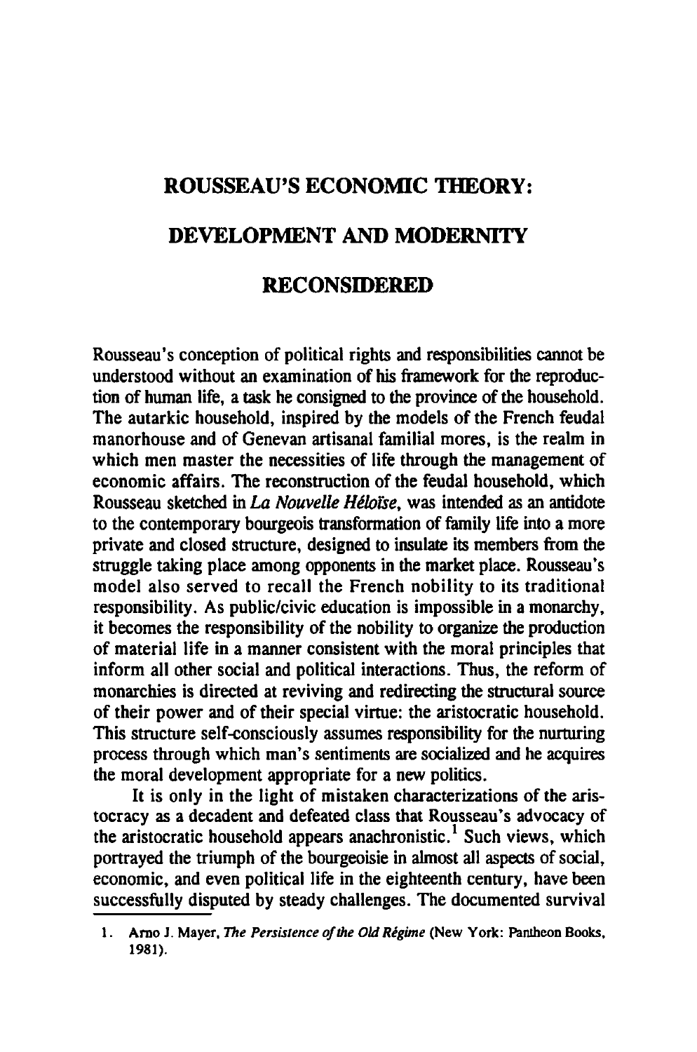# ROUSSEAU'S ECONOMIC THEORY: DEVELOPMENT AND MODERNITY RECONSIDERED

Rousseau's conception of political rights and responsibilities cannot be understood without an examination of his framework for the reproduction of human life, a task he consigned to the province of the household. The autarkic household, inspired by the models of the French feudal manorhouse and of Genevan artisanal familial mores, is the realm in which men master the necessities of life through the management of economic affairs. The reconstruction of the feudal household, which Rousseau sketched in *La Nouvelle Héloïse*, was intended as an antidote to the contemporary bourgeois transformation of family life into a more private and closed structure, designed to insulate its members from the struggle taking place among opponents in the market place. Rousseau's model also served to recall the French nobility to its traditional responsibility. As public/civic education is impossible in a monarchy, it becomes the responsibility of the nobility to organize the production of material life in a manner consistent with the moral principles that inform all other social and political interactions. Thus, the reform of monarchies is directed at reviving and redirecting the structural source of their power and of their special virtue: the aristocratic household. This structure self-consciously assumes responsibility for the nurturing process through which man's sentiments are socialized and he acquires the moral development appropriate for a new politics.

It is only in the light of mistaken characterizations of the aristocracy as a decadent and defeated class that Rousseau's advocacy of the aristocratic household appears anachronistic.[1] Such views, which portrayed the triumph of the bourgeoisie in almost all aspects of social, economic, and even political life in the eighteenth century, have been successfully disputed by steady challenges. The documented survival

---

1. Arno J. Mayer, *The Persistence of the Old Régime* (New York: Pantheon Books, 1981).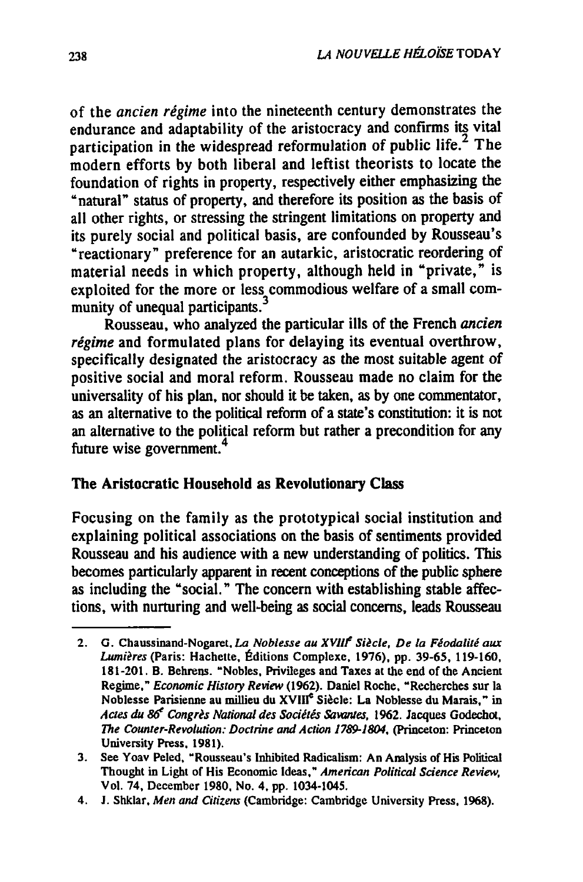of the *ancien régime* into the nineteenth century demonstrates the endurance and adaptability of the aristocracy and confirms its vital participation in the widespread reformulation of public life.[2] The modern efforts by both liberal and leftist theorists to locate the foundation of rights in property, respectively either emphasizing the "natural" status of property, and therefore its position as the basis of all other rights, or stressing the stringent limitations on property and its purely social and political basis, are confounded by Rousseau's "reactionary" preference for an autarkic, aristocratic reordering of material needs in which property, although held in "private," is exploited for the more or less commodious welfare of a small community of unequal participants.[3]

Rousseau, who analyzed the particular ills of the French *ancien régime* and formulated plans for delaying its eventual overthrow, specifically designated the aristocracy as the most suitable agent of positive social and moral reform. Rousseau made no claim for the universality of his plan, nor should it be taken, as by one commentator, as an alternative to the political reform of a state's constitution: it is not an alternative to the political reform but rather a precondition for any future wise government.[4]

## The Aristocratic Household as Revolutionary Class

Focusing on the family as the prototypical social institution and explaining political associations on the basis of sentiments provided Rousseau and his audience with a new understanding of politics. This becomes particularly apparent in recent conceptions of the public sphere as including the "social." The concern with establishing stable affections, with nurturing and well-being as social concerns, leads Rousseau

---

2. G. Chaussinand-Nogaret, *La Noblesse au XVIII[e] Siècle, De la Féodalité aux Lumières* (Paris: Hachette, Éditions Complexe, 1976), pp. 39-65, 119-160, 181-201. B. Behrens. "Nobles, Privileges and Taxes at the end of the Ancient Regime," *Economic History Review* (1962). Daniel Roche, "Recherches sur la Noblesse Parisienne au millieu du XVIII[e] Siècle: La Noblesse du Marais," in *Actes du 86[e] Congrès National des Sociétés Savantes*, 1962. Jacques Godechot, *The Counter-Revolution: Doctrine and Action 1789-1804*, (Princeton: Princeton University Press, 1981).
3. See Yoav Peled, "Rousseau's Inhibited Radicalism: An Analysis of His Political Thought in Light of His Economic Ideas," *American Political Science Review*, Vol. 74, December 1980, No. 4, pp. 1034-1045.
4. J. Shklar, *Men and Citizens* (Cambridge: Cambridge University Press, 1968).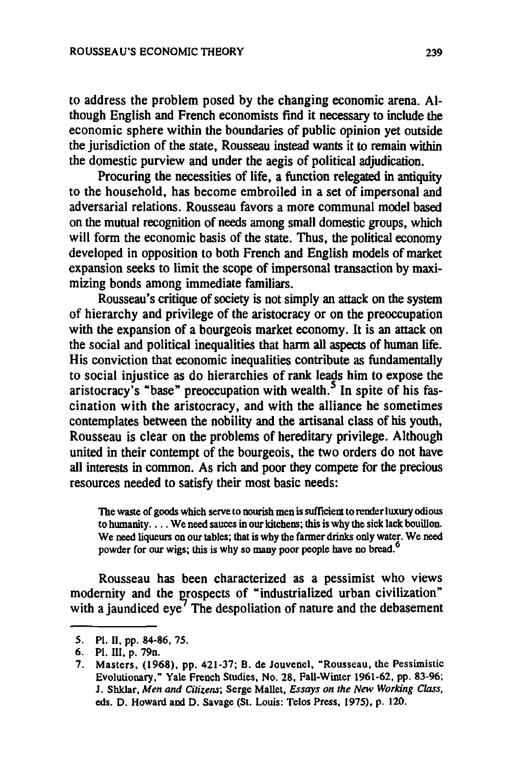to address the problem posed by the changing economic arena. Although English and French economists find it necessary to include the economic sphere within the boundaries of public opinion yet outside the jurisdiction of the state, Rousseau instead wants it to remain within the domestic purview and under the aegis of political adjudication.

Procuring the necessities of life, a function relegated in antiquity to the household, has become embroiled in a set of impersonal and adversarial relations. Rousseau favors a more communal model based on the mutual recognition of needs among small domestic groups, which will form the economic basis of the state. Thus, the political economy developed in opposition to both French and English models of market expansion seeks to limit the scope of impersonal transaction by maximizing bonds among immediate familiars.

Rousseau's critique of society is not simply an attack on the system of hierarchy and privilege of the aristocracy or on the preoccupation with the expansion of a bourgeois market economy. It is an attack on the social and political inequalities that harm all aspects of human life. His conviction that economic inequalities contribute as fundamentally to social injustice as do hierarchies of rank leads him to expose the aristocracy's "base" preoccupation with wealth.[5] In spite of his fascination with the aristocracy, and with the alliance he sometimes contemplates between the nobility and the artisanal class of his youth, Rousseau is clear on the problems of hereditary privilege. Although united in their contempt of the bourgeois, the two orders do not have all interests in common. As rich and poor they compete for the precious resources needed to satisfy their most basic needs:

> The waste of goods which serve to nourish men is sufficient to render luxury odious to humanity. . . . We need sauces in our kitchens; this is why the sick lack bouillon. We need liqueurs on our tables; that is why the farmer drinks only water. We need powder for our wigs; this is why so many poor people have no bread.[6]

Rousseau has been characterized as a pessimist who views modernity and the prospects of "industrialized urban civilization" with a jaundiced eye[7] The despoliation of nature and the debasement

---

5. Pl. II, pp. 84-86, 75.
6. Pl. III, p. 79n.
7. Masters, (1968), pp. 421-37; B. de Jouvenel, "Rousseau, the Pessimistic Evolutionary," Yale French Studies, No. 28, Fall-Winter 1961-62, pp. 83-96; J. Shklar, *Men and Citizens*; Serge Mallet, *Essays on the New Working Class*, eds. D. Howard and D. Savage (St. Louis: Telos Press, 1975), p. 120.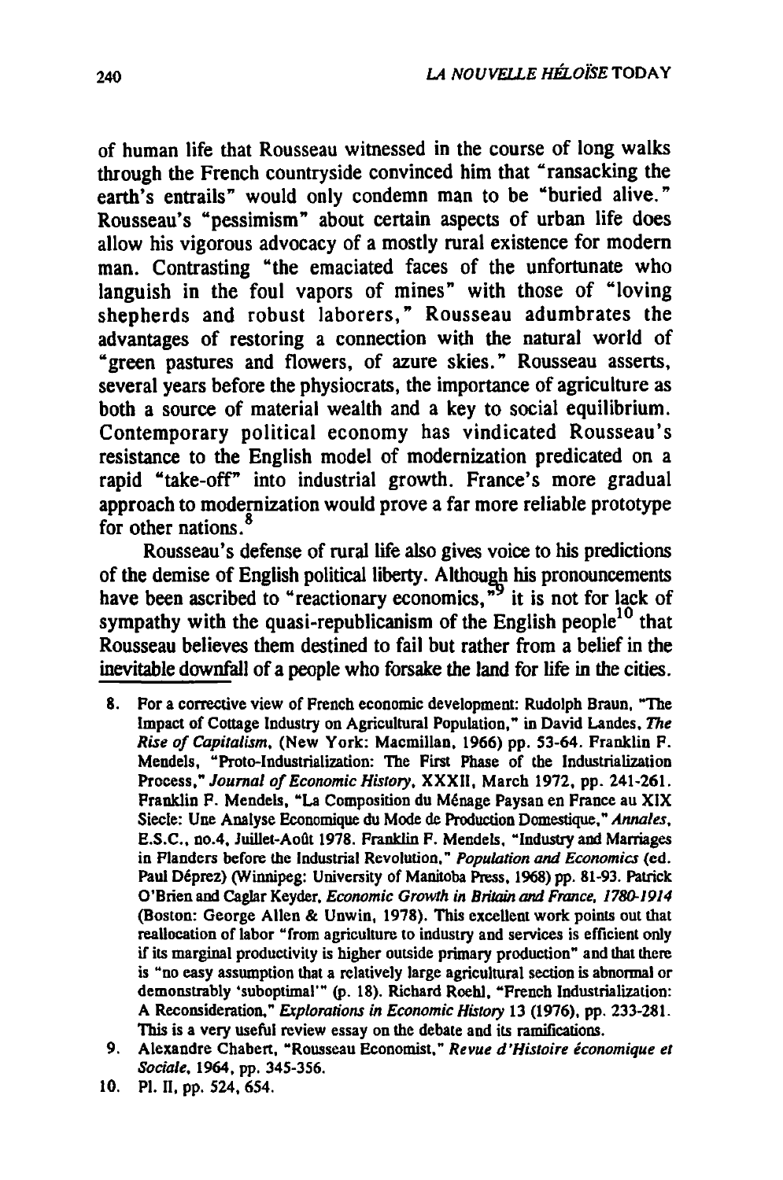of human life that Rousseau witnessed in the course of long walks through the French countryside convinced him that "ransacking the earth's entrails" would only condemn man to be "buried alive." Rousseau's "pessimism" about certain aspects of urban life does allow his vigorous advocacy of a mostly rural existence for modern man. Contrasting "the emaciated faces of the unfortunate who languish in the foul vapors of mines" with those of "loving shepherds and robust laborers," Rousseau adumbrates the advantages of restoring a connection with the natural world of "green pastures and flowers, of azure skies." Rousseau asserts, several years before the physiocrats, the importance of agriculture as both a source of material wealth and a key to social equilibrium. Contemporary political economy has vindicated Rousseau's resistance to the English model of modernization predicated on a rapid "take-off" into industrial growth. France's more gradual approach to modernization would prove a far more reliable prototype for other nations.[8]

Rousseau's defense of rural life also gives voice to his predictions of the demise of English political liberty. Although his pronouncements have been ascribed to "reactionary economics,"[9] it is not for lack of sympathy with the quasi-republicanism of the English people[10] that Rousseau believes them destined to fail but rather from a belief in the inevitable downfall of a people who forsake the land for life in the cities.

8. For a corrective view of French economic development: Rudolph Braun, "The Impact of Cottage Industry on Agricultural Population," in David Landes, *The Rise of Capitalism*, (New York: Macmillan, 1966) pp. 53-64. Franklin F. Mendels, "Proto-Industrialization: The First Phase of the Industrialization Process," *Journal of Economic History*, XXXII, March 1972, pp. 241-261. Franklin F. Mendels, "La Composition du Ménage Paysan en France au XIX Siecle: Une Analyse Economique du Mode de Production Domestique," *Annales*, E.S.C., no.4, Juillet-Août 1978. Franklin F. Mendels, "Industry and Marriages in Flanders before the Industrial Revolution," *Population and Economics* (ed. Paul Déprez) (Winnipeg: University of Manitoba Press, 1968) pp. 81-93. Patrick O'Brien and Caglar Keyder, *Economic Growth in Britain and France, 1780-1914* (Boston: George Allen & Unwin, 1978). This excellent work points out that reallocation of labor "from agriculture to industry and services is efficient only if its marginal productivity is higher outside primary production" and that there is "no easy assumption that a relatively large agricultural section is abnormal or demonstrably 'suboptimal'" (p. 18). Richard Roehl, "French Industrialization: A Reconsideration," *Explorations in Economic History* 13 (1976), pp. 233-281. This is a very useful review essay on the debate and its ramifications.

9. Alexandre Chabert, "Rousseau Economist," *Revue d'Histoire économique et Sociale*, 1964, pp. 345-356.

10. Pl. II, pp. 524, 654.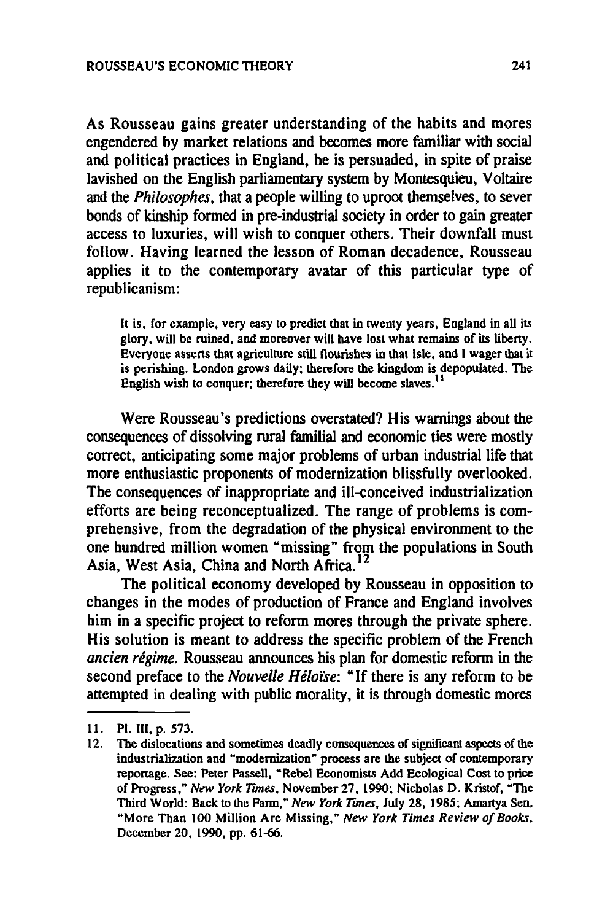As Rousseau gains greater understanding of the habits and mores engendered by market relations and becomes more familiar with social and political practices in England, he is persuaded, in spite of praise lavished on the English parliamentary system by Montesquieu, Voltaire and the *Philosophes*, that a people willing to uproot themselves, to sever bonds of kinship formed in pre-industrial society in order to gain greater access to luxuries, will wish to conquer others. Their downfall must follow. Having learned the lesson of Roman decadence, Rousseau applies it to the contemporary avatar of this particular type of republicanism:

> It is, for example, very easy to predict that in twenty years, England in all its glory, will be ruined, and moreover will have lost what remains of its liberty. Everyone asserts that agriculture still flourishes in that Isle, and I wager that it is perishing. London grows daily; therefore the kingdom is depopulated. The English wish to conquer; therefore they will become slaves.[11]

Were Rousseau's predictions overstated? His warnings about the consequences of dissolving rural familial and economic ties were mostly correct, anticipating some major problems of urban industrial life that more enthusiastic proponents of modernization blissfully overlooked. The consequences of inappropriate and ill-conceived industrialization efforts are being reconceptualized. The range of problems is comprehensive, from the degradation of the physical environment to the one hundred million women "missing" from the populations in South Asia, West Asia, China and North Africa.[12]

The political economy developed by Rousseau in opposition to changes in the modes of production of France and England involves him in a specific project to reform mores through the private sphere. His solution is meant to address the specific problem of the French *ancien régime*. Rousseau announces his plan for domestic reform in the second preface to the *Nouvelle Héloïse*: "If there is any reform to be attempted in dealing with public morality, it is through domestic mores

---

11. Pl. III, p. 573.
12. The dislocations and sometimes deadly consequences of significant aspects of the industrialization and "modernization" process are the subject of contemporary reportage. See: Peter Passell, "Rebel Economists Add Ecological Cost to price of Progress," *New York Times*, November 27, 1990; Nicholas D. Kristof, "The Third World: Back to the Farm," *New York Times*, July 28, 1985; Amartya Sen, "More Than 100 Million Are Missing," *New York Times Review of Books*, December 20, 1990, pp. 61-66.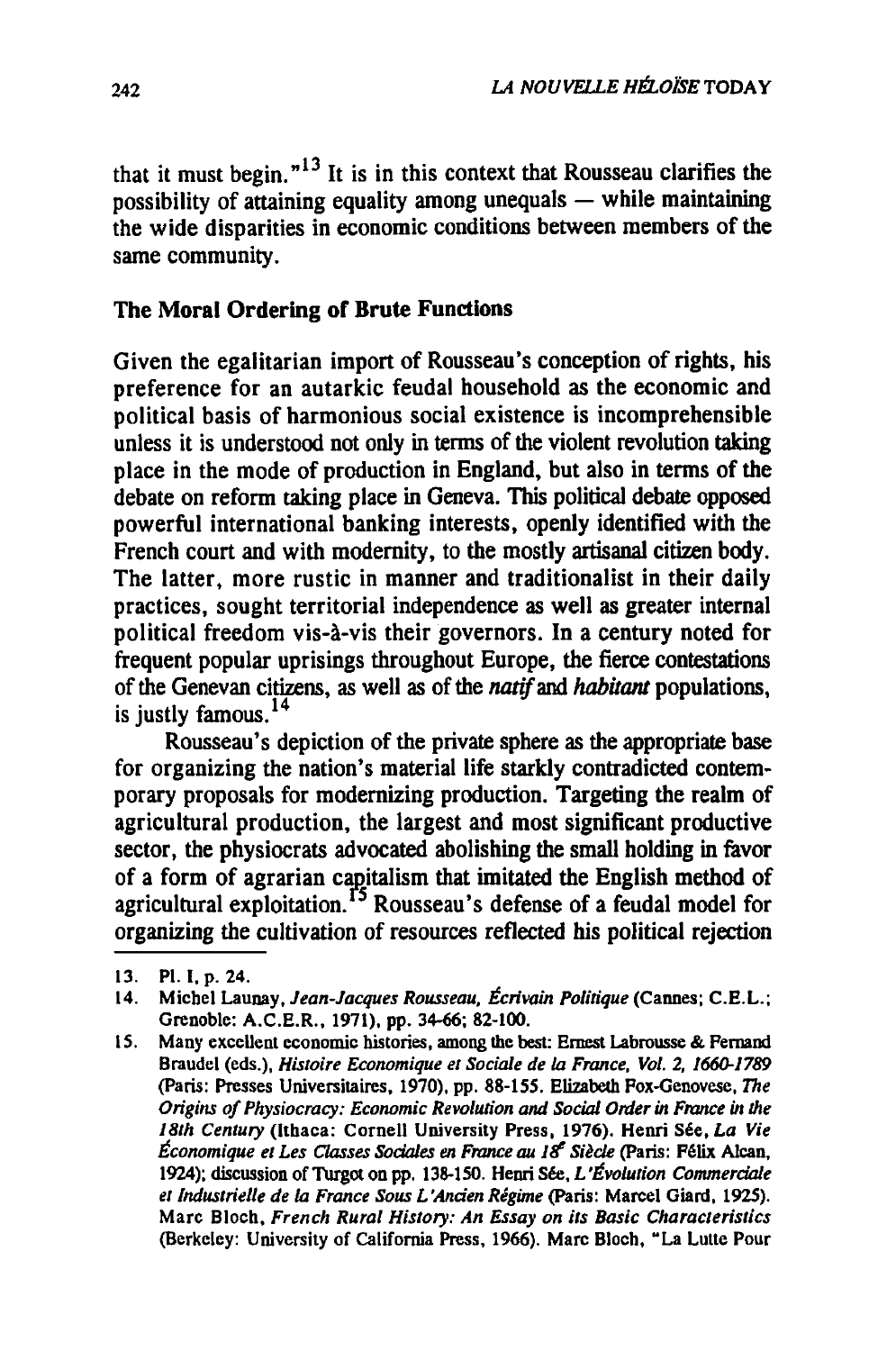that it must begin."[13] It is in this context that Rousseau clarifies the possibility of attaining equality among unequals — while maintaining the wide disparities in economic conditions between members of the same community.

### The Moral Ordering of Brute Functions

Given the egalitarian import of Rousseau's conception of rights, his preference for an autarkic feudal household as the economic and political basis of harmonious social existence is incomprehensible unless it is understood not only in terms of the violent revolution taking place in the mode of production in England, but also in terms of the debate on reform taking place in Geneva. This political debate opposed powerful international banking interests, openly identified with the French court and with modernity, to the mostly artisanal citizen body. The latter, more rustic in manner and traditionalist in their daily practices, sought territorial independence as well as greater internal political freedom vis-à-vis their governors. In a century noted for frequent popular uprisings throughout Europe, the fierce contestations of the Genevan citizens, as well as of the *natif* and *habitant* populations, is justly famous.[14]

Rousseau's depiction of the private sphere as the appropriate base for organizing the nation's material life starkly contradicted contemporary proposals for modernizing production. Targeting the realm of agricultural production, the largest and most significant productive sector, the physiocrats advocated abolishing the small holding in favor of a form of agrarian capitalism that imitated the English method of agricultural exploitation.[15] Rousseau's defense of a feudal model for organizing the cultivation of resources reflected his political rejection

13. Pl. I, p. 24.
14. Michel Launay, *Jean-Jacques Rousseau, Écrivain Politique* (Cannes; C.E.L.; Grenoble: A.C.E.R., 1971), pp. 34-66; 82-100.
15. Many excellent economic histories, among the best: Ernest Labrousse & Fernand Braudel (eds.), *Histoire Economique et Sociale de la France, Vol. 2, 1660-1789* (Paris: Presses Universitaires, 1970), pp. 88-155. Elizabeth Fox-Genovese, *The Origins of Physiocracy: Economic Revolution and Social Order in France in the 18th Century* (Ithaca: Cornell University Press, 1976). Henri Sée, *La Vie Économique et Les Classes Sociales en France au 18e Siècle* (Paris: Félix Alcan, 1924); discussion of Turgot on pp. 138-150. Henri Sée, *L'Évolution Commerciale et Industrielle de la France Sous L'Ancien Régime* (Paris: Marcel Giard, 1925). Marc Bloch, *French Rural History: An Essay on its Basic Characteristics* (Berkeley: University of California Press, 1966). Marc Bloch, "La Lutte Pour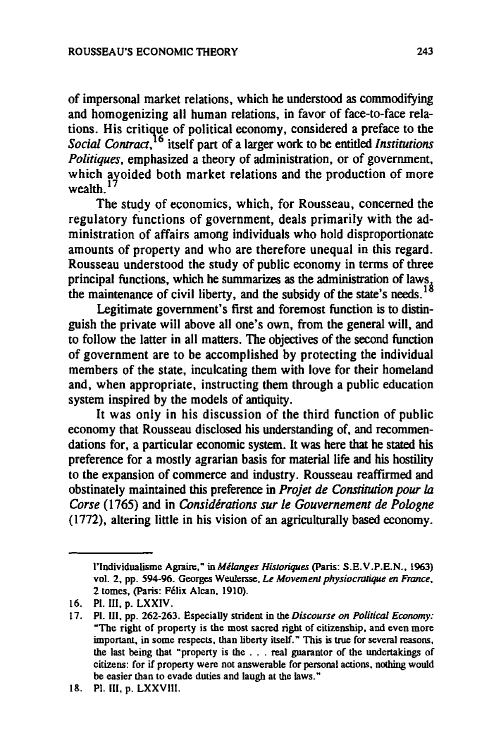of impersonal market relations, which he understood as commodifying and homogenizing all human relations, in favor of face-to-face relations. His critique of political economy, considered a preface to the *Social Contract*,[16] itself part of a larger work to be entitled *Institutions Politiques*, emphasized a theory of administration, or of government, which avoided both market relations and the production of more wealth.[17]

The study of economics, which, for Rousseau, concerned the regulatory functions of government, deals primarily with the administration of affairs among individuals who hold disproportionate amounts of property and who are therefore unequal in this regard. Rousseau understood the study of public economy in terms of three principal functions, which he summarizes as the administration of laws, the maintenance of civil liberty, and the subsidy of the state's needs.[18]

Legitimate government's first and foremost function is to distinguish the private will above all one's own, from the general will, and to follow the latter in all matters. The objectives of the second function of government are to be accomplished by protecting the individual members of the state, inculcating them with love for their homeland and, when appropriate, instructing them through a public education system inspired by the models of antiquity.

It was only in his discussion of the third function of public economy that Rousseau disclosed his understanding of, and recommendations for, a particular economic system. It was here that he stated his preference for a mostly agrarian basis for material life and his hostility to the expansion of commerce and industry. Rousseau reaffirmed and obstinately maintained this preference in *Projet de Constitution pour la Corse* (1765) and in *Considérations sur le Gouvernement de Pologne* (1772), altering little in his vision of an agriculturally based economy.

---

l'Individualisme Agraire," in *Mélanges Historiques* (Paris: S.E.V.P.E.N., 1963) vol. 2, pp. 594-96. Georges Weulersse, *Le Movement physiocratique en France*, 2 tomes, (Paris: Félix Alcan, 1910).

16. Pl. III, p. LXXIV.

17. Pl. III, pp. 262-263. Especially strident in the *Discourse on Political Economy*: "The right of property is the most sacred right of citizenship, and even more important, in some respects, than liberty itself." This is true for several reasons, the last being that "property is the . . . real guarantor of the undertakings of citizens: for if property were not answerable for personal actions, nothing would be easier than to evade duties and laugh at the laws."

18. Pl. III, p. LXXVIII.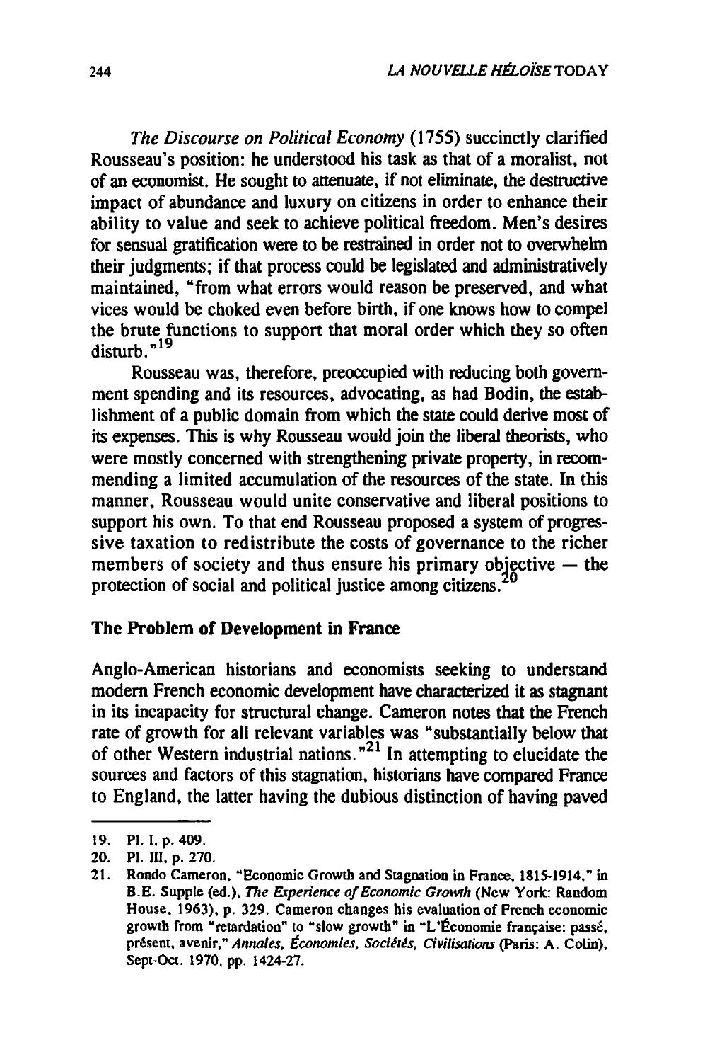*The Discourse on Political Economy* (1755) succinctly clarified Rousseau's position: he understood his task as that of a moralist, not of an economist. He sought to attenuate, if not eliminate, the destructive impact of abundance and luxury on citizens in order to enhance their ability to value and seek to achieve political freedom. Men's desires for sensual gratification were to be restrained in order not to overwhelm their judgments; if that process could be legislated and administratively maintained, "from what errors would reason be preserved, and what vices would be choked even before birth, if one knows how to compel the brute functions to support that moral order which they so often disturb."[19]

Rousseau was, therefore, preoccupied with reducing both government spending and its resources, advocating, as had Bodin, the establishment of a public domain from which the state could derive most of its expenses. This is why Rousseau would join the liberal theorists, who were mostly concerned with strengthening private property, in recommending a limited accumulation of the resources of the state. In this manner, Rousseau would unite conservative and liberal positions to support his own. To that end Rousseau proposed a system of progressive taxation to redistribute the costs of governance to the richer members of society and thus ensure his primary objective — the protection of social and political justice among citizens.[20]

### The Problem of Development in France

Anglo-American historians and economists seeking to understand modern French economic development have characterized it as stagnant in its incapacity for structural change. Cameron notes that the French rate of growth for all relevant variables was "substantially below that of other Western industrial nations."[21] In attempting to elucidate the sources and factors of this stagnation, historians have compared France to England, the latter having the dubious distinction of having paved

---

19. Pl. I, p. 409.
20. Pl. III, p. 270.
21. Rondo Cameron, "Economic Growth and Stagnation in France, 1815-1914," in B.E. Supple (ed.), *The Experience of Economic Growth* (New York: Random House, 1963), p. 329. Cameron changes his evaluation of French economic growth from "retardation" to "slow growth" in "L'Économie française: passé, présent, avenir," *Annales, Économies, Sociétés, Civilisations* (Paris: A. Colin), Sept-Oct. 1970, pp. 1424-27.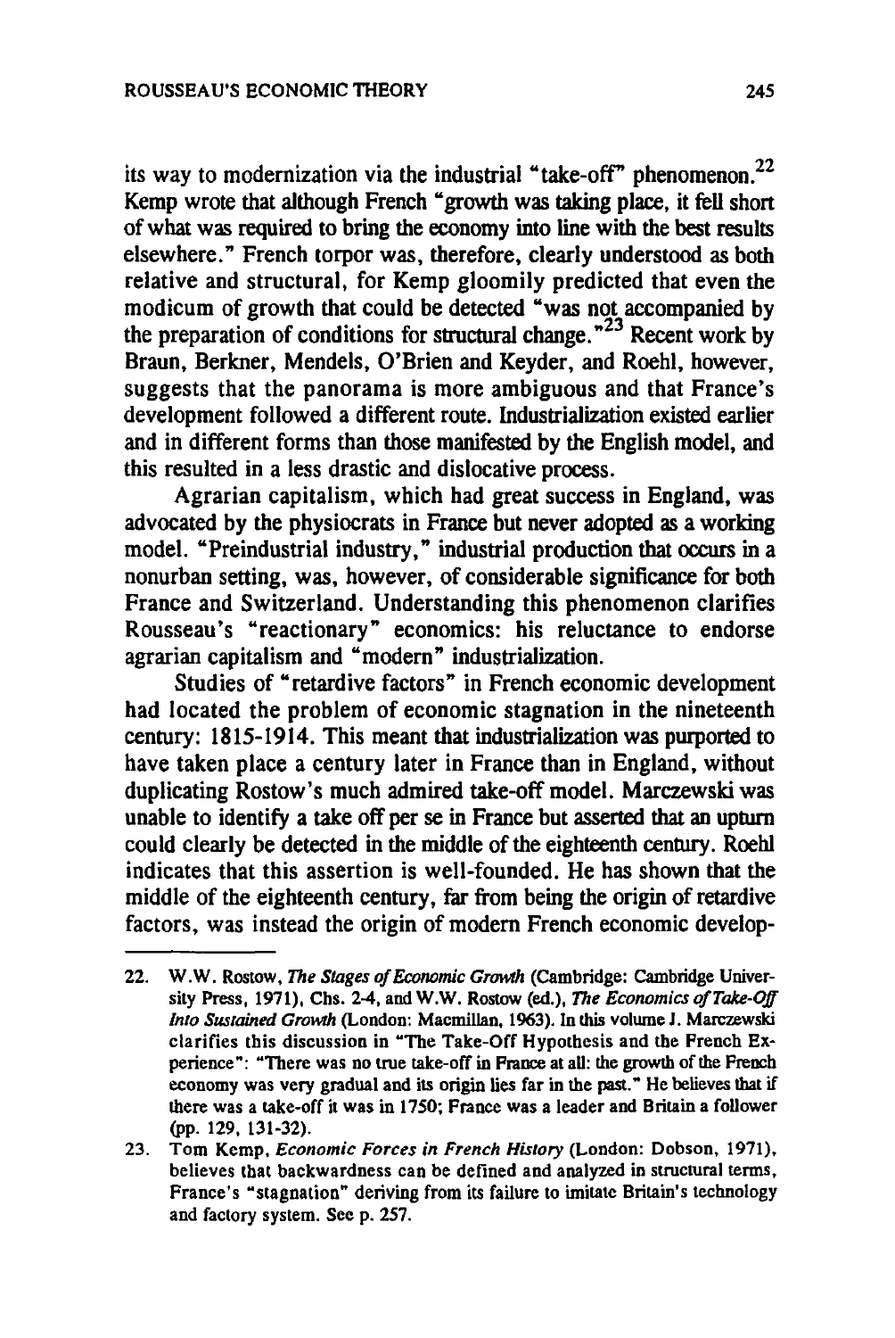its way to modernization via the industrial "take-off" phenomenon.[22] Kemp wrote that although French "growth was taking place, it fell short of what was required to bring the economy into line with the best results elsewhere." French torpor was, therefore, clearly understood as both relative and structural, for Kemp gloomily predicted that even the modicum of growth that could be detected "was not accompanied by the preparation of conditions for structural change."[23] Recent work by Braun, Berkner, Mendels, O'Brien and Keyder, and Roehl, however, suggests that the panorama is more ambiguous and that France's development followed a different route. Industrialization existed earlier and in different forms than those manifested by the English model, and this resulted in a less drastic and dislocative process.

Agrarian capitalism, which had great success in England, was advocated by the physiocrats in France but never adopted as a working model. "Preindustrial industry," industrial production that occurs in a nonurban setting, was, however, of considerable significance for both France and Switzerland. Understanding this phenomenon clarifies Rousseau's "reactionary" economics: his reluctance to endorse agrarian capitalism and "modern" industrialization.

Studies of "retardive factors" in French economic development had located the problem of economic stagnation in the nineteenth century: 1815-1914. This meant that industrialization was purported to have taken place a century later in France than in England, without duplicating Rostow's much admired take-off model. Marczewski was unable to identify a take off per se in France but asserted that an upturn could clearly be detected in the middle of the eighteenth century. Roehl indicates that this assertion is well-founded. He has shown that the middle of the eighteenth century, far from being the origin of retardive factors, was instead the origin of modern French economic develop-

---

22. W.W. Rostow, *The Stages of Economic Growth* (Cambridge: Cambridge University Press, 1971), Chs. 2-4, and W.W. Rostow (ed.), *The Economics of Take-Off Into Sustained Growth* (London: Macmillan, 1963). In this volume J. Marczewski clarifies this discussion in "The Take-Off Hypothesis and the French Experience": "There was no true take-off in France at all: the growth of the French economy was very gradual and its origin lies far in the past." He believes that if there was a take-off it was in 1750; France was a leader and Britain a follower (pp. 129, 131-32).

23. Tom Kemp, *Economic Forces in French History* (London: Dobson, 1971), believes that backwardness can be defined and analyzed in structural terms, France's "stagnation" deriving from its failure to imitate Britain's technology and factory system. See p. 257.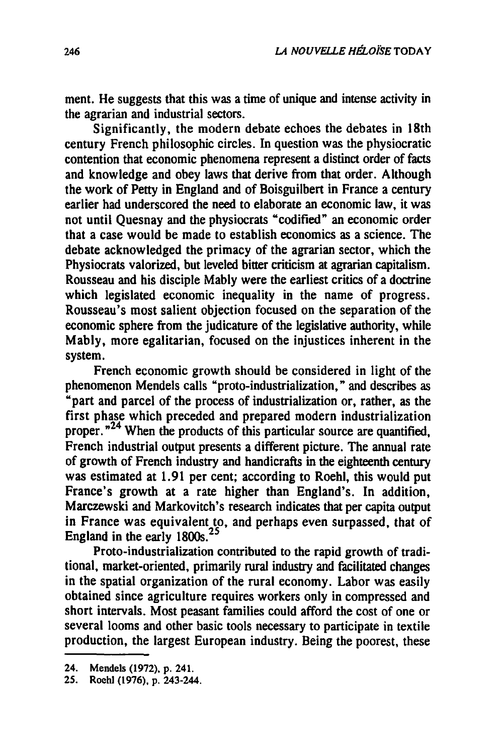ment. He suggests that this was a time of unique and intense activity in the agrarian and industrial sectors.

Significantly, the modern debate echoes the debates in 18th century French philosophic circles. In question was the physiocratic contention that economic phenomena represent a distinct order of facts and knowledge and obey laws that derive from that order. Although the work of Petty in England and of Boisguilbert in France a century earlier had underscored the need to elaborate an economic law, it was not until Quesnay and the physiocrats "codified" an economic order that a case would be made to establish economics as a science. The debate acknowledged the primacy of the agrarian sector, which the Physiocrats valorized, but leveled bitter criticism at agrarian capitalism. Rousseau and his disciple Mably were the earliest critics of a doctrine which legislated economic inequality in the name of progress. Rousseau's most salient objection focused on the separation of the economic sphere from the judicature of the legislative authority, while Mably, more egalitarian, focused on the injustices inherent in the system.

French economic growth should be considered in light of the phenomenon Mendels calls "proto-industrialization," and describes as "part and parcel of the process of industrialization or, rather, as the first phase which preceded and prepared modern industrialization proper."[24] When the products of this particular source are quantified, French industrial output presents a different picture. The annual rate of growth of French industry and handicrafts in the eighteenth century was estimated at 1.91 per cent; according to Roehl, this would put France's growth at a rate higher than England's. In addition, Marczewski and Markovitch's research indicates that per capita output in France was equivalent to, and perhaps even surpassed, that of England in the early 1800s.[25]

Proto-industrialization contributed to the rapid growth of traditional, market-oriented, primarily rural industry and facilitated changes in the spatial organization of the rural economy. Labor was easily obtained since agriculture requires workers only in compressed and short intervals. Most peasant families could afford the cost of one or several looms and other basic tools necessary to participate in textile production, the largest European industry. Being the poorest, these

---

24. Mendels (1972), p. 241.
25. Roehl (1976), p. 243-244.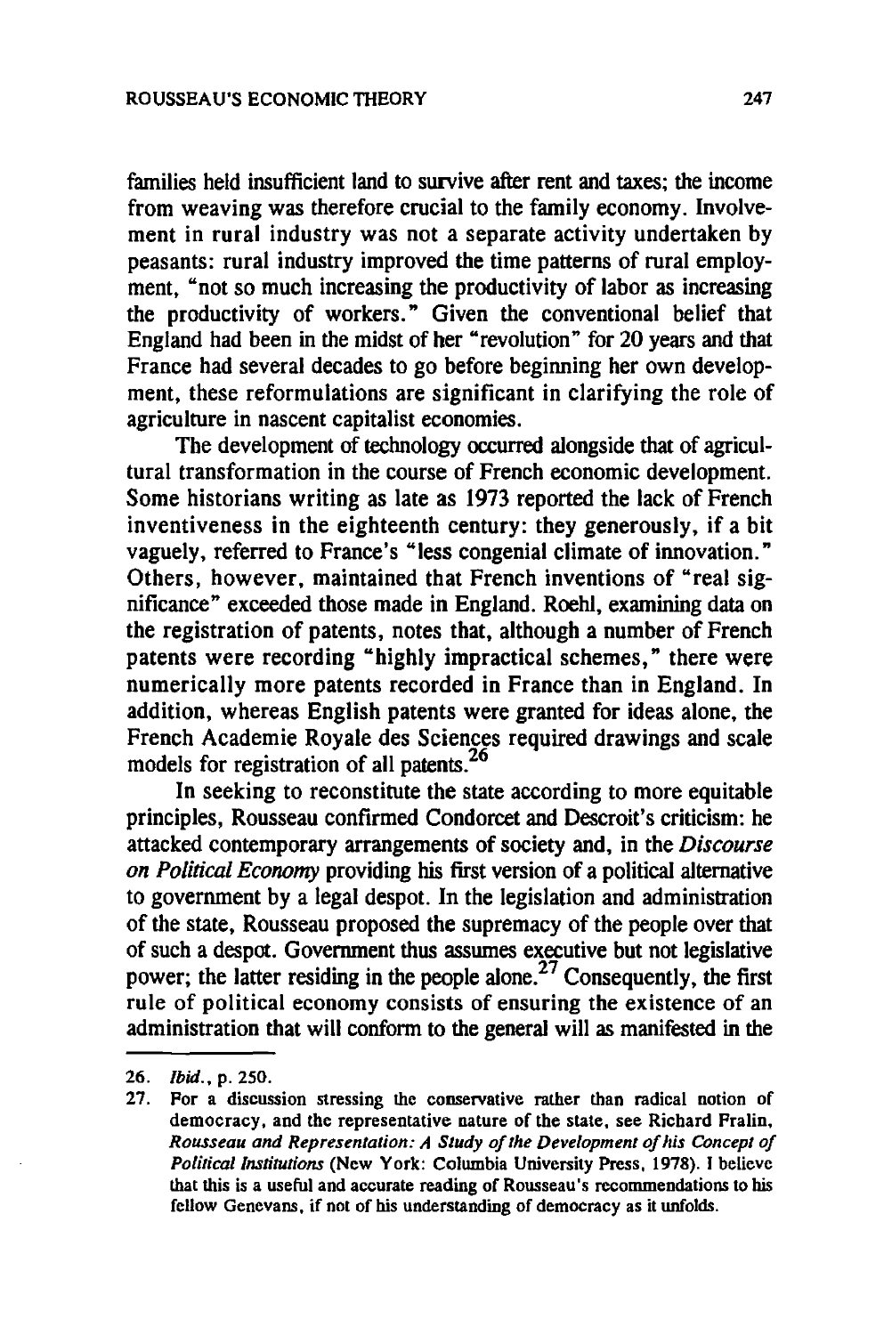families held insufficient land to survive after rent and taxes; the income from weaving was therefore crucial to the family economy. Involvement in rural industry was not a separate activity undertaken by peasants: rural industry improved the time patterns of rural employment, "not so much increasing the productivity of labor as increasing the productivity of workers." Given the conventional belief that England had been in the midst of her "revolution" for 20 years and that France had several decades to go before beginning her own development, these reformulations are significant in clarifying the role of agriculture in nascent capitalist economies.

The development of technology occurred alongside that of agricultural transformation in the course of French economic development. Some historians writing as late as 1973 reported the lack of French inventiveness in the eighteenth century: they generously, if a bit vaguely, referred to France's "less congenial climate of innovation." Others, however, maintained that French inventions of "real significance" exceeded those made in England. Roehl, examining data on the registration of patents, notes that, although a number of French patents were recording "highly impractical schemes," there were numerically more patents recorded in France than in England. In addition, whereas English patents were granted for ideas alone, the French Academie Royale des Sciences required drawings and scale models for registration of all patents.[26]

In seeking to reconstitute the state according to more equitable principles, Rousseau confirmed Condorcet and Descroit's criticism: he attacked contemporary arrangements of society and, in the *Discourse on Political Economy* providing his first version of a political alternative to government by a legal despot. In the legislation and administration of the state, Rousseau proposed the supremacy of the people over that of such a despot. Government thus assumes executive but not legislative power; the latter residing in the people alone.[27] Consequently, the first rule of political economy consists of ensuring the existence of an administration that will conform to the general will as manifested in the

---

26. *Ibid.*, p. 250.

27. For a discussion stressing the conservative rather than radical notion of democracy, and the representative nature of the state, see Richard Fralin, *Rousseau and Representation: A Study of the Development of his Concept of Political Institutions* (New York: Columbia University Press, 1978). I believe that this is a useful and accurate reading of Rousseau's recommendations to his fellow Genevans, if not of his understanding of democracy as it unfolds.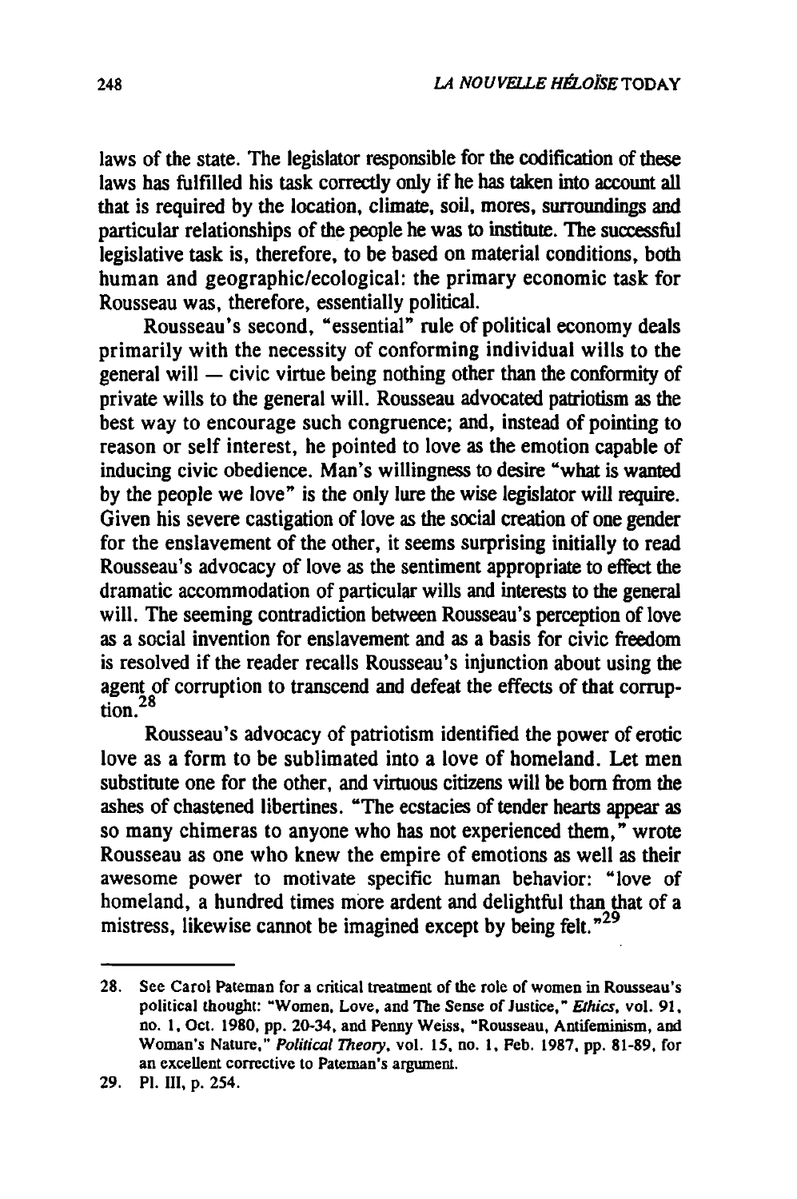laws of the state. The legislator responsible for the codification of these laws has fulfilled his task correctly only if he has taken into account all that is required by the location, climate, soil, mores, surroundings and particular relationships of the people he was to institute. The successful legislative task is, therefore, to be based on material conditions, both human and geographic/ecological: the primary economic task for Rousseau was, therefore, essentially political.

Rousseau's second, "essential" rule of political economy deals primarily with the necessity of conforming individual wills to the general will — civic virtue being nothing other than the conformity of private wills to the general will. Rousseau advocated patriotism as the best way to encourage such congruence; and, instead of pointing to reason or self interest, he pointed to love as the emotion capable of inducing civic obedience. Man's willingness to desire "what is wanted by the people we love" is the only lure the wise legislator will require. Given his severe castigation of love as the social creation of one gender for the enslavement of the other, it seems surprising initially to read Rousseau's advocacy of love as the sentiment appropriate to effect the dramatic accommodation of particular wills and interests to the general will. The seeming contradiction between Rousseau's perception of love as a social invention for enslavement and as a basis for civic freedom is resolved if the reader recalls Rousseau's injunction about using the agent of corruption to transcend and defeat the effects of that corruption.[28]

Rousseau's advocacy of patriotism identified the power of erotic love as a form to be sublimated into a love of homeland. Let men substitute one for the other, and virtuous citizens will be born from the ashes of chastened libertines. "The ecstacies of tender hearts appear as so many chimeras to anyone who has not experienced them," wrote Rousseau as one who knew the empire of emotions as well as their awesome power to motivate specific human behavior: "love of homeland, a hundred times more ardent and delightful than that of a mistress, likewise cannot be imagined except by being felt."[29]

---

28. See Carol Pateman for a critical treatment of the role of women in Rousseau's political thought: "Women, Love, and The Sense of Justice," *Ethics*, vol. 91, no. 1, Oct. 1980, pp. 20-34, and Penny Weiss, "Rousseau, Antifeminism, and Woman's Nature," *Political Theory*, vol. 15, no. 1, Feb. 1987, pp. 81-89, for an excellent corrective to Pateman's argument.

29. Pl. III, p. 254.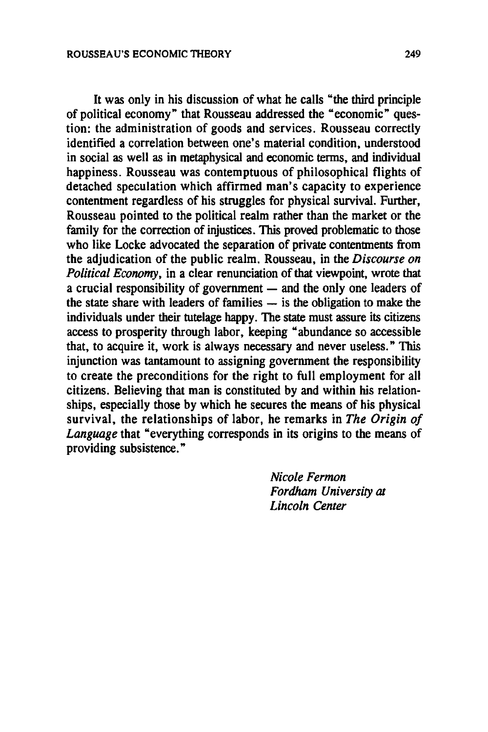It was only in his discussion of what he calls "the third principle of political economy" that Rousseau addressed the "economic" question: the administration of goods and services. Rousseau correctly identified a correlation between one's material condition, understood in social as well as in metaphysical and economic terms, and individual happiness. Rousseau was contemptuous of philosophical flights of detached speculation which affirmed man's capacity to experience contentment regardless of his struggles for physical survival. Further, Rousseau pointed to the political realm rather than the market or the family for the correction of injustices. This proved problematic to those who like Locke advocated the separation of private contentments from the adjudication of the public realm. Rousseau, in the *Discourse on Political Economy*, in a clear renunciation of that viewpoint, wrote that a crucial responsibility of government — and the only one leaders of the state share with leaders of families — is the obligation to make the individuals under their tutelage happy. The state must assure its citizens access to prosperity through labor, keeping "abundance so accessible that, to acquire it, work is always necessary and never useless." This injunction was tantamount to assigning government the responsibility to create the preconditions for the right to full employment for all citizens. Believing that man is constituted by and within his relationships, especially those by which he secures the means of his physical survival, the relationships of labor, he remarks in *The Origin of Language* that "everything corresponds in its origins to the means of providing subsistence."

*Nicole Fermon*
*Fordham University at Lincoln Center*